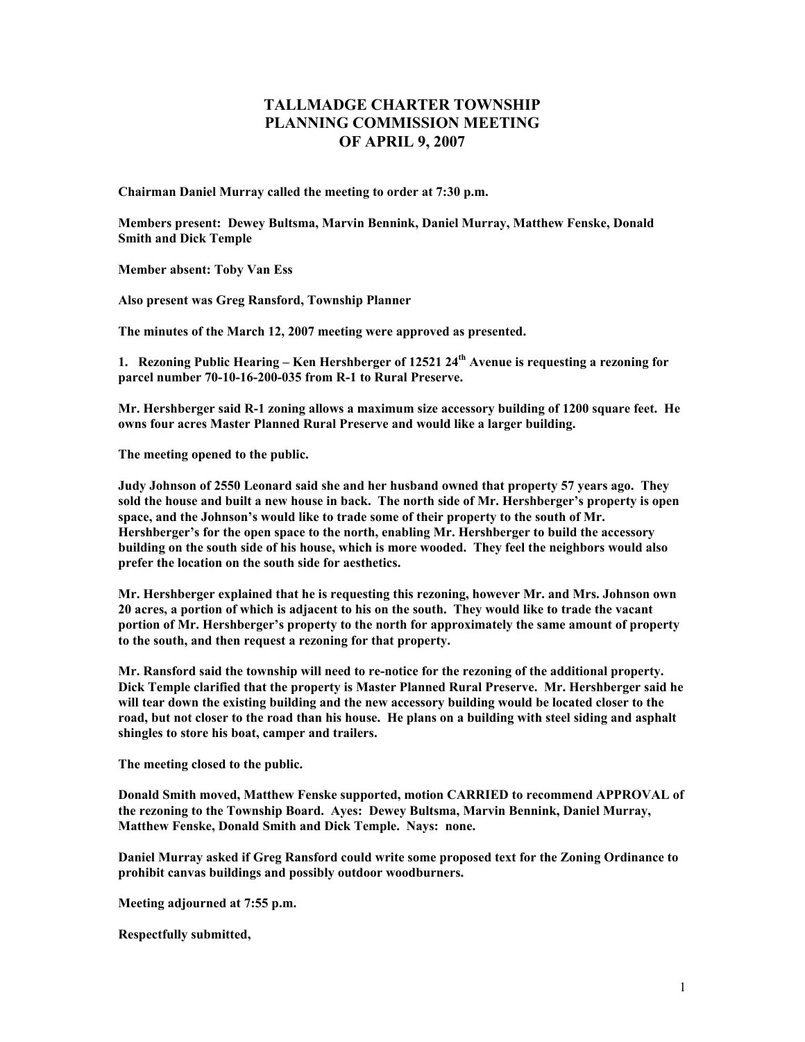# TALLMADGE CHARTER TOWNSHIP
# PLANNING COMMISSION MEETING
# OF APRIL 9, 2007

**Chairman Daniel Murray called the meeting to order at 7:30 p.m.**

**Members present: Dewey Bultsma, Marvin Bennink, Daniel Murray, Matthew Fenske, Donald Smith and Dick Temple**

**Member absent: Toby Van Ess**

**Also present was Greg Ransford, Township Planner**

**The minutes of the March 12, 2007 meeting were approved as presented.**

**1. Rezoning Public Hearing – Ken Hershberger of 12521 24th Avenue is requesting a rezoning for parcel number 70-10-16-200-035 from R-1 to Rural Preserve.**

**Mr. Hershberger said R-1 zoning allows a maximum size accessory building of 1200 square feet. He owns four acres Master Planned Rural Preserve and would like a larger building.**

**The meeting opened to the public.**

**Judy Johnson of 2550 Leonard said she and her husband owned that property 57 years ago. They sold the house and built a new house in back. The north side of Mr. Hershberger's property is open space, and the Johnson's would like to trade some of their property to the south of Mr. Hershberger's for the open space to the north, enabling Mr. Hershberger to build the accessory building on the south side of his house, which is more wooded. They feel the neighbors would also prefer the location on the south side for aesthetics.**

**Mr. Hershberger explained that he is requesting this rezoning, however Mr. and Mrs. Johnson own 20 acres, a portion of which is adjacent to his on the south. They would like to trade the vacant portion of Mr. Hershberger's property to the north for approximately the same amount of property to the south, and then request a rezoning for that property.**

**Mr. Ransford said the township will need to re-notice for the rezoning of the additional property. Dick Temple clarified that the property is Master Planned Rural Preserve. Mr. Hershberger said he will tear down the existing building and the new accessory building would be located closer to the road, but not closer to the road than his house. He plans on a building with steel siding and asphalt shingles to store his boat, camper and trailers.**

**The meeting closed to the public.**

**Donald Smith moved, Matthew Fenske supported, motion CARRIED to recommend APPROVAL of the rezoning to the Township Board. Ayes: Dewey Bultsma, Marvin Bennink, Daniel Murray, Matthew Fenske, Donald Smith and Dick Temple. Nays: none.**

**Daniel Murray asked if Greg Ransford could write some proposed text for the Zoning Ordinance to prohibit canvas buildings and possibly outdoor woodburners.**

**Meeting adjourned at 7:55 p.m.**

**Respectfully submitted,**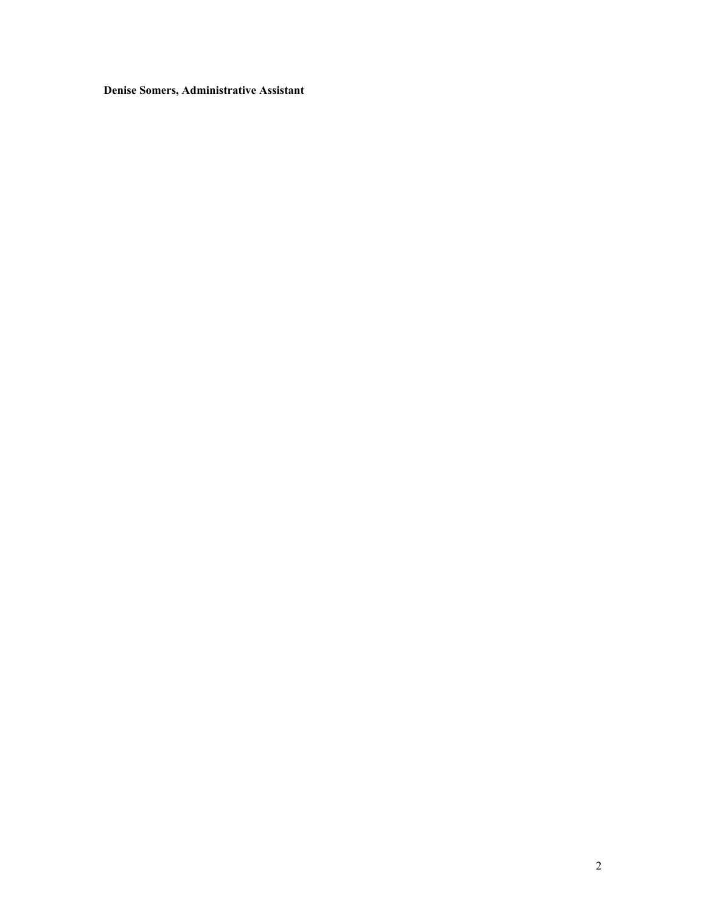**Denise Somers, Administrative Assistant**